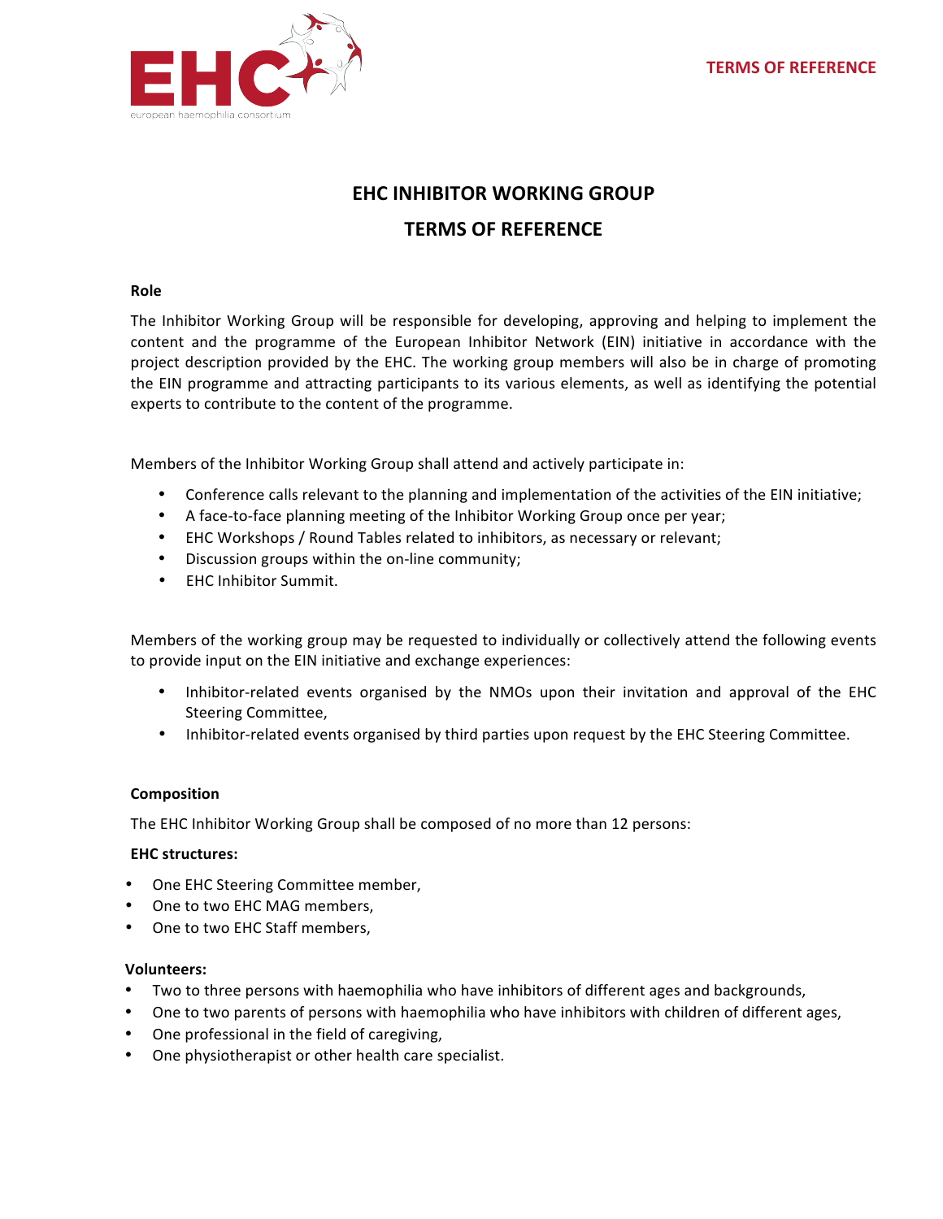# EHC INHIBITOR WORKING GROUP

# TERMS OF REFERENCE

## Role

The Inhibitor Working Group will be responsible for developing, approving and helping to implement the content and the programme of the European Inhibitor Network (EIN) initiative in accordance with the project description provided by the EHC. The working group members will also be in charge of promoting the EIN programme and attracting participants to its various elements, as well as identifying the potential experts to contribute to the content of the programme.

Members of the Inhibitor Working Group shall attend and actively participate in:

- Conference calls relevant to the planning and implementation of the activities of the EIN initiative;
- A face-to-face planning meeting of the Inhibitor Working Group once per year;
- EHC Workshops / Round Tables related to inhibitors, as necessary or relevant;
- Discussion groups within the on-line community;
- EHC Inhibitor Summit.

Members of the working group may be requested to individually or collectively attend the following events to provide input on the EIN initiative and exchange experiences:

- Inhibitor-related events organised by the NMOs upon their invitation and approval of the EHC Steering Committee,
- Inhibitor-related events organised by third parties upon request by the EHC Steering Committee.

## Composition

The EHC Inhibitor Working Group shall be composed of no more than 12 persons:

**EHC structures:**

- One EHC Steering Committee member,
- One to two EHC MAG members,
- One to two EHC Staff members,

**Volunteers:**

- Two to three persons with haemophilia who have inhibitors of different ages and backgrounds,
- One to two parents of persons with haemophilia who have inhibitors with children of different ages,
- One professional in the field of caregiving,
- One physiotherapist or other health care specialist.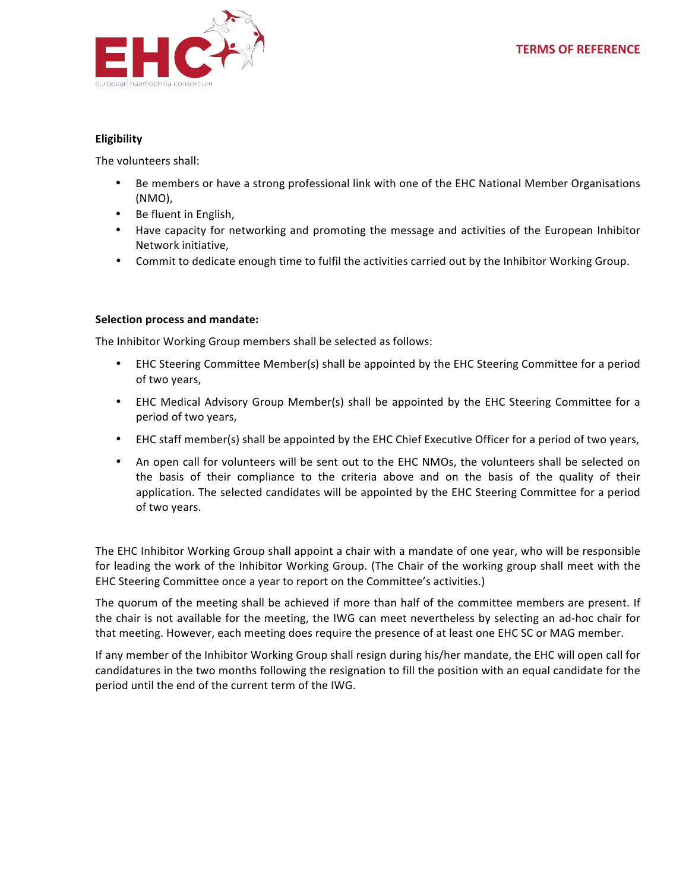**Eligibility**

The volunteers shall:

- Be members or have a strong professional link with one of the EHC National Member Organisations (NMO),
- Be fluent in English,
- Have capacity for networking and promoting the message and activities of the European Inhibitor Network initiative,
- Commit to dedicate enough time to fulfil the activities carried out by the Inhibitor Working Group.

**Selection process and mandate:**

The Inhibitor Working Group members shall be selected as follows:

- EHC Steering Committee Member(s) shall be appointed by the EHC Steering Committee for a period of two years,
- EHC Medical Advisory Group Member(s) shall be appointed by the EHC Steering Committee for a period of two years,
- EHC staff member(s) shall be appointed by the EHC Chief Executive Officer for a period of two years,
- An open call for volunteers will be sent out to the EHC NMOs, the volunteers shall be selected on the basis of their compliance to the criteria above and on the basis of the quality of their application. The selected candidates will be appointed by the EHC Steering Committee for a period of two years.

The EHC Inhibitor Working Group shall appoint a chair with a mandate of one year, who will be responsible for leading the work of the Inhibitor Working Group. (The Chair of the working group shall meet with the EHC Steering Committee once a year to report on the Committee's activities.)

The quorum of the meeting shall be achieved if more than half of the committee members are present. If the chair is not available for the meeting, the IWG can meet nevertheless by selecting an ad-hoc chair for that meeting. However, each meeting does require the presence of at least one EHC SC or MAG member.

If any member of the Inhibitor Working Group shall resign during his/her mandate, the EHC will open call for candidatures in the two months following the resignation to fill the position with an equal candidate for the period until the end of the current term of the IWG.